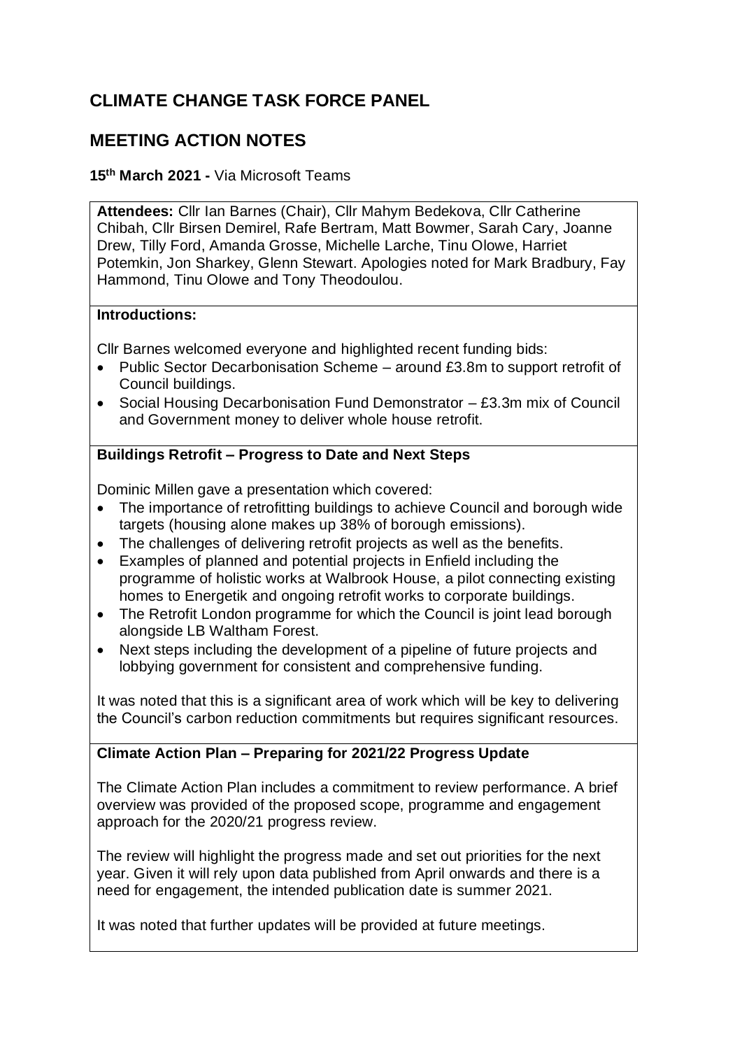# CLIMATE CHANGE TASK FORCE PANEL

# MEETING ACTION NOTES

**15th March 2021 -** Via Microsoft Teams

**Attendees:** Cllr Ian Barnes (Chair), Cllr Mahym Bedekova, Cllr Catherine Chibah, Cllr Birsen Demirel, Rafe Bertram, Matt Bowmer, Sarah Cary, Joanne Drew, Tilly Ford, Amanda Grosse, Michelle Larche, Tinu Olowe, Harriet Potemkin, Jon Sharkey, Glenn Stewart. Apologies noted for Mark Bradbury, Fay Hammond, Tinu Olowe and Tony Theodoulou.

**Introductions:**

Cllr Barnes welcomed everyone and highlighted recent funding bids:

- Public Sector Decarbonisation Scheme – around £3.8m to support retrofit of Council buildings.
- Social Housing Decarbonisation Fund Demonstrator – £3.3m mix of Council and Government money to deliver whole house retrofit.

**Buildings Retrofit – Progress to Date and Next Steps**

Dominic Millen gave a presentation which covered:

- The importance of retrofitting buildings to achieve Council and borough wide targets (housing alone makes up 38% of borough emissions).
- The challenges of delivering retrofit projects as well as the benefits.
- Examples of planned and potential projects in Enfield including the programme of holistic works at Walbrook House, a pilot connecting existing homes to Energetik and ongoing retrofit works to corporate buildings.
- The Retrofit London programme for which the Council is joint lead borough alongside LB Waltham Forest.
- Next steps including the development of a pipeline of future projects and lobbying government for consistent and comprehensive funding.

It was noted that this is a significant area of work which will be key to delivering the Council's carbon reduction commitments but requires significant resources.

**Climate Action Plan – Preparing for 2021/22 Progress Update**

The Climate Action Plan includes a commitment to review performance. A brief overview was provided of the proposed scope, programme and engagement approach for the 2020/21 progress review.

The review will highlight the progress made and set out priorities for the next year. Given it will rely upon data published from April onwards and there is a need for engagement, the intended publication date is summer 2021.

It was noted that further updates will be provided at future meetings.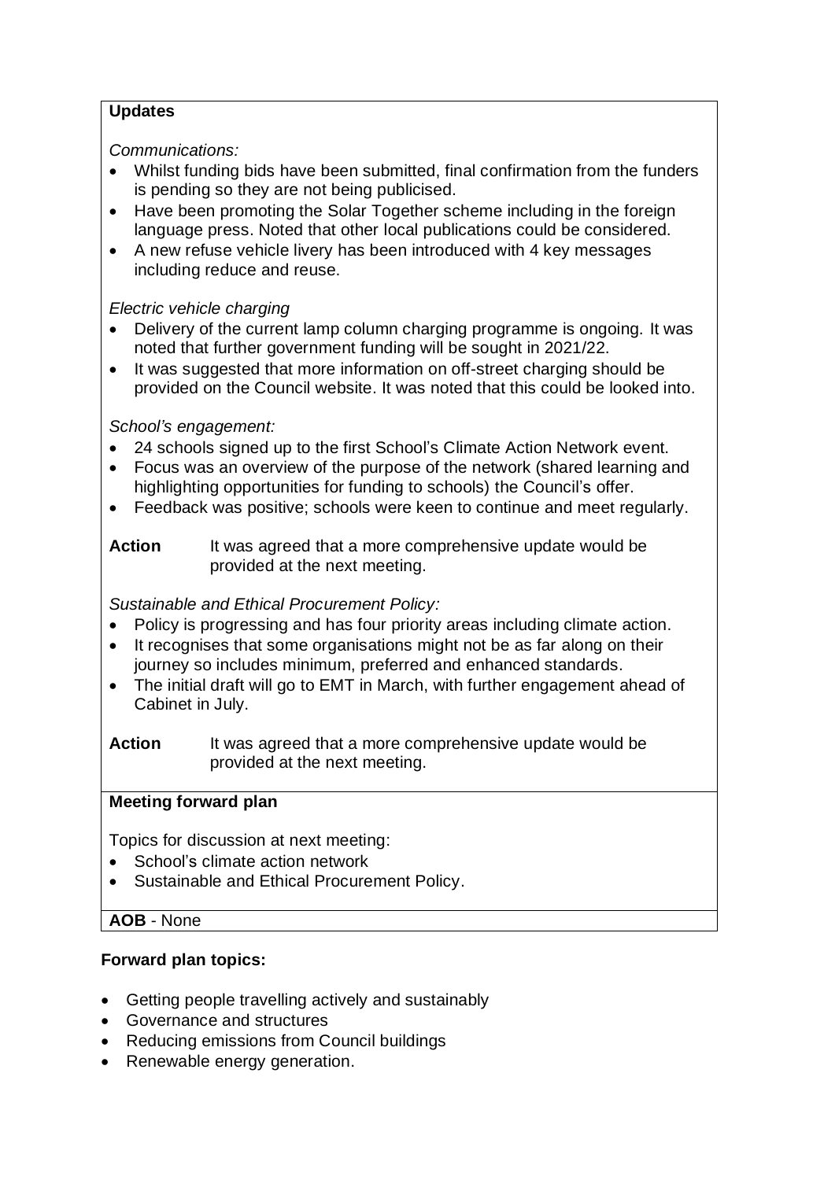**Updates**

*Communications:*

- Whilst funding bids have been submitted, final confirmation from the funders is pending so they are not being publicised.
- Have been promoting the Solar Together scheme including in the foreign language press. Noted that other local publications could be considered.
- A new refuse vehicle livery has been introduced with 4 key messages including reduce and reuse.

*Electric vehicle charging*

- Delivery of the current lamp column charging programme is ongoing. It was noted that further government funding will be sought in 2021/22.
- It was suggested that more information on off-street charging should be provided on the Council website. It was noted that this could be looked into.

*School's engagement:*

- 24 schools signed up to the first School's Climate Action Network event.
- Focus was an overview of the purpose of the network (shared learning and highlighting opportunities for funding to schools) the Council's offer.
- Feedback was positive; schools were keen to continue and meet regularly.

**Action** It was agreed that a more comprehensive update would be provided at the next meeting.

*Sustainable and Ethical Procurement Policy:*

- Policy is progressing and has four priority areas including climate action.
- It recognises that some organisations might not be as far along on their journey so includes minimum, preferred and enhanced standards.
- The initial draft will go to EMT in March, with further engagement ahead of Cabinet in July.

**Action** It was agreed that a more comprehensive update would be provided at the next meeting.

**Meeting forward plan**

Topics for discussion at next meeting:

- School's climate action network
- Sustainable and Ethical Procurement Policy.

**AOB** - None

**Forward plan topics:**

- Getting people travelling actively and sustainably
- Governance and structures
- Reducing emissions from Council buildings
- Renewable energy generation.